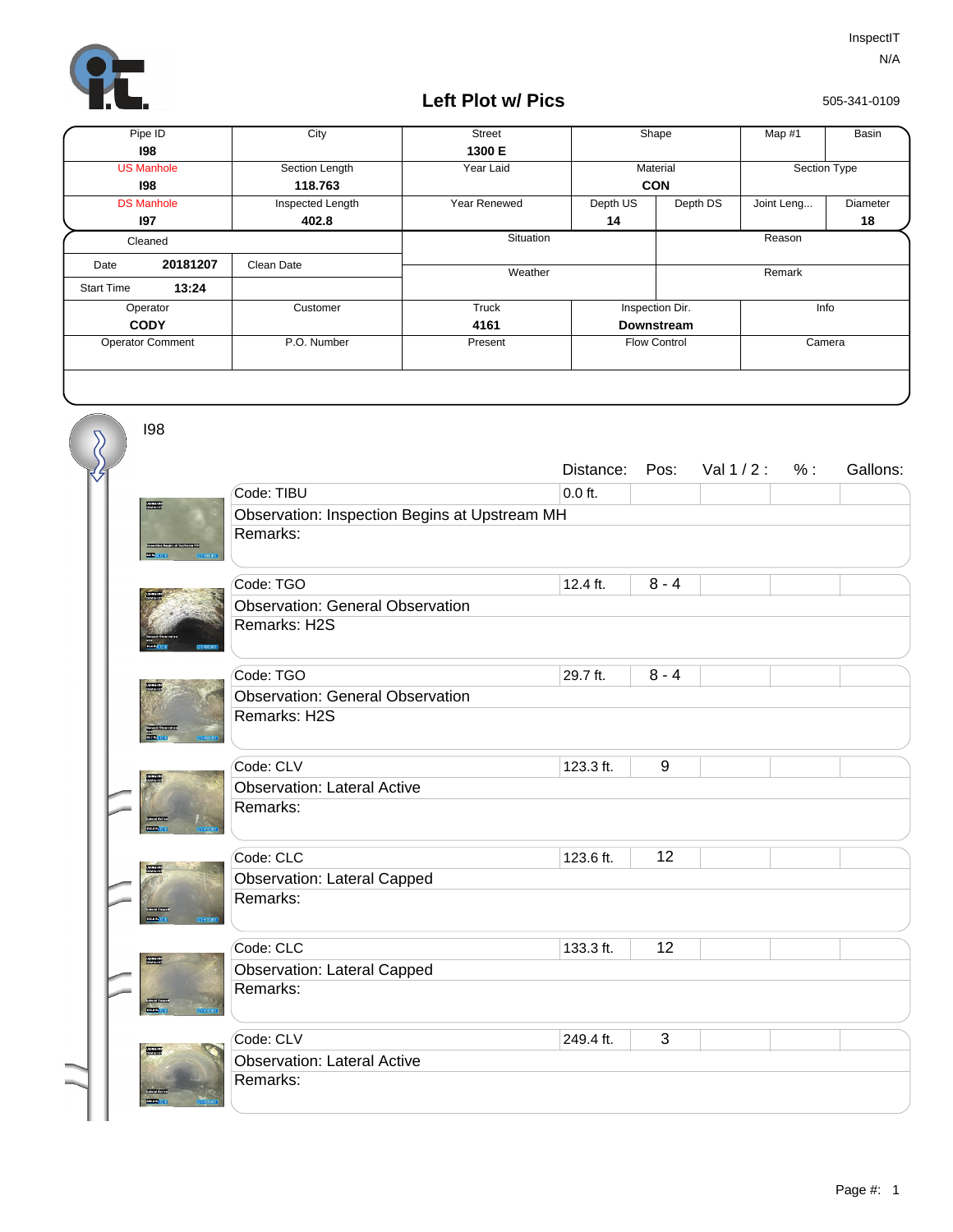InspectIT

N/A

# Left Plot w/ Pics

505-341-0109

| Pipe ID | City | Street | Shape | | Map #1 | Basin |
|---|---|---|---|---|---|---|
| **I98** | | **1300 E** | | | | |
| US Manhole | Section Length | Year Laid | Material | | Section Type | |
| **I98** | **118.763** | | **CON** | | | |
| DS Manhole | Inspected Length | Year Renewed | Depth US | Depth DS | Joint Leng... | Diameter |
| **I97** | **402.8** | | **14** | | | **18** |

| Cleaned | | Situation | Reason |
|---|---|---|---|
| Date **20181207** | Clean Date | | |
| Start Time **13:24** | | Weather | Remark |
| Operator | Customer | Truck | Inspection Dir. | Info |
| **CODY** | | **4161** | **Downstream** | |
| Operator Comment | P.O. Number | Present | Flow Control | Camera |

I98

| Code | Observation | Remarks | Distance: | Pos: | Val 1 / 2 : | % : | Gallons: |
|---|---|---|---|---|---|---|---|
| TIBU | Inspection Begins at Upstream MH | | 0.0 ft. | | | | |
| TGO | General Observation | H2S | 12.4 ft. | 8 - 4 | | | |
| TGO | General Observation | H2S | 29.7 ft. | 8 - 4 | | | |
| CLV | Lateral Active | | 123.3 ft. | 9 | | | |
| CLC | Lateral Capped | | 123.6 ft. | 12 | | | |
| CLC | Lateral Capped | | 133.3 ft. | 12 | | | |
| CLV | Lateral Active | | 249.4 ft. | 3 | | | |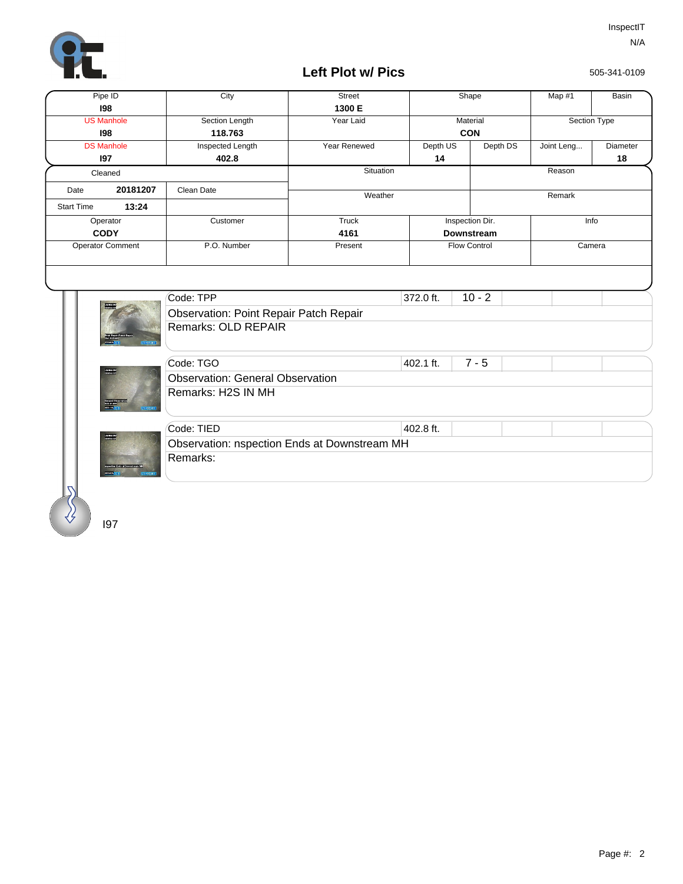InspectIT

N/A

505-341-0109

# Left Plot w/ Pics

| Pipe ID | City | Street | Shape | Map #1 | Basin |
|---|---|---|---|---|---|
| **I98** | | **1300 E** | | | |
| US Manhole | Section Length | Year Laid | Material | Section Type | |
| **I98** | **118.763** | | **CON** | | |
| DS Manhole | Inspected Length | Year Renewed | Depth US / Depth DS | Joint Leng... | Diameter |
| **I97** | **402.8** | | **14** / | | **18** |

| Cleaned | | Situation | Reason |
|---|---|---|---|
| Date **20181207** | Clean Date | Weather | Remark |
| Start Time **13:24** | | | |
| Operator | Customer | Truck | Inspection Dir. | Info |
| **CODY** | | **4161** | **Downstream** | |
| Operator Comment | P.O. Number | Present | Flow Control | Camera |

| Code | Distance | Clock |
|---|---|---|
| Code: TPP | 372.0 ft. | 10 - 2 |

Observation: Point Repair Patch Repair

Remarks: OLD REPAIR

| Code | Distance | Clock |
|---|---|---|
| Code: TGO | 402.1 ft. | 7 - 5 |

Observation: General Observation

Remarks: H2S IN MH

| Code | Distance | Clock |
|---|---|---|
| Code: TIED | 402.8 ft. | |

Observation: nspection Ends at Downstream MH

Remarks:

I97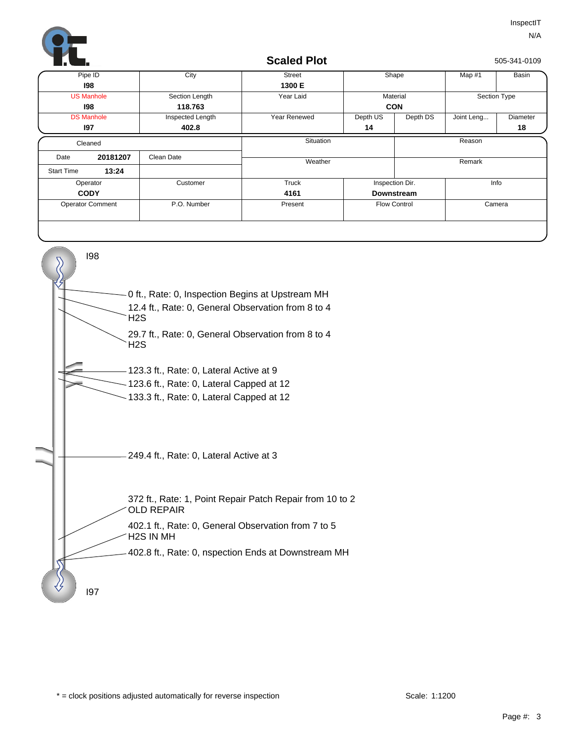InspectIT

N/A

# Scaled Plot

505-341-0109

| Pipe ID | City | Street | Shape | | Map #1 | Basin |
|---|---|---|---|---|---|---|
| **I98** | | **1300 E** | | | | |
| US Manhole | Section Length | Year Laid | Material | | Section Type | |
| **I98** | **118.763** | | **CON** | | | |
| DS Manhole | Inspected Length | Year Renewed | Depth US | Depth DS | Joint Leng... | Diameter |
| **I97** | **402.8** | | **14** | | | **18** |

| Cleaned | | Situation | Reason |
|---|---|---|---|
| Date **20181207** | Clean Date | Weather | Remark |
| Start Time **13:24** | | | |
| Operator | Customer | Truck | Inspection Dir. | Info |
| **CODY** | | **4161** | **Downstream** | |
| Operator Comment | P.O. Number | Present | Flow Control | Camera |

I98

0 ft., Rate: 0, Inspection Begins at Upstream MH

12.4 ft., Rate: 0, General Observation from 8 to 4
H2S

29.7 ft., Rate: 0, General Observation from 8 to 4
H2S

123.3 ft., Rate: 0, Lateral Active at 9

123.6 ft., Rate: 0, Lateral Capped at 12

133.3 ft., Rate: 0, Lateral Capped at 12

249.4 ft., Rate: 0, Lateral Active at 3

372 ft., Rate: 1, Point Repair Patch Repair from 10 to 2
OLD REPAIR

402.1 ft., Rate: 0, General Observation from 7 to 5
H2S IN MH

402.8 ft., Rate: 0, nspection Ends at Downstream MH

I97

* = clock positions adjusted automatically for reverse inspection

Scale: 1:1200